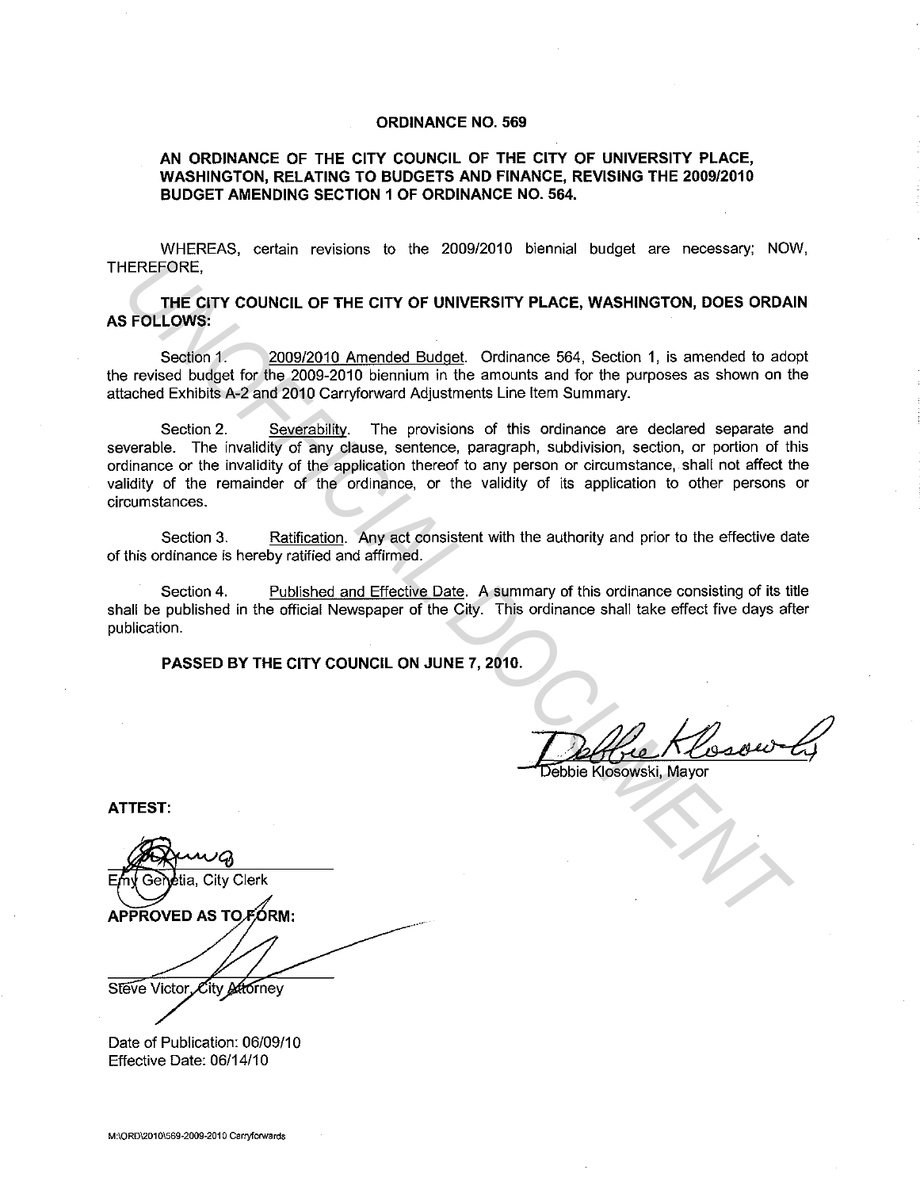# ORDINANCE NO. 569

## AN ORDINANCE OF THE CITY COUNCIL OF THE CITY OF UNIVERSITY PLACE, WASHINGTON, RELATING TO BUDGETS AND FINANCE, REVISING THE 2009/2010 BUDGET AMENDING SECTION 1 OF ORDINANCE NO. 564.

WHEREAS, certain revisions to the 2009/2010 biennial budget are necessary; NOW, THEREFORE,

**THE CITY COUNCIL OF THE CITY OF UNIVERSITY PLACE, WASHINGTON, DOES ORDAIN AS FOLLOWS:**

Section 1. 2009/2010 Amended Budget. Ordinance 564, Section 1, is amended to adopt the revised budget for the 2009-2010 biennium in the amounts and for the purposes as shown on the attached Exhibits A-2 and 2010 Carryforward Adjustments Line Item Summary.

Section 2. Severability. The provisions of this ordinance are declared separate and severable. The invalidity of any clause, sentence, paragraph, subdivision, section, or portion of this ordinance or the invalidity of the application thereof to any person or circumstance, shall not affect the validity of the remainder of the ordinance, or the validity of its application to other persons or circumstances.

Section 3. Ratification. Any act consistent with the authority and prior to the effective date of this ordinance is hereby ratified and affirmed.

Section 4. Published and Effective Date. A summary of this ordinance consisting of its title shall be published in the official Newspaper of the City. This ordinance shall take effect five days after publication.

**PASSED BY THE CITY COUNCIL ON JUNE 7, 2010.**

Debbie Klosowski, Mayor

**ATTEST:**

Emy Genetia, City Clerk

**APPROVED AS TO FORM:**

Steve Victor, City Attorney

Date of Publication: 06/09/10
Effective Date: 06/14/10

M:\ORD\2010\569-2009-2010 Carryforwards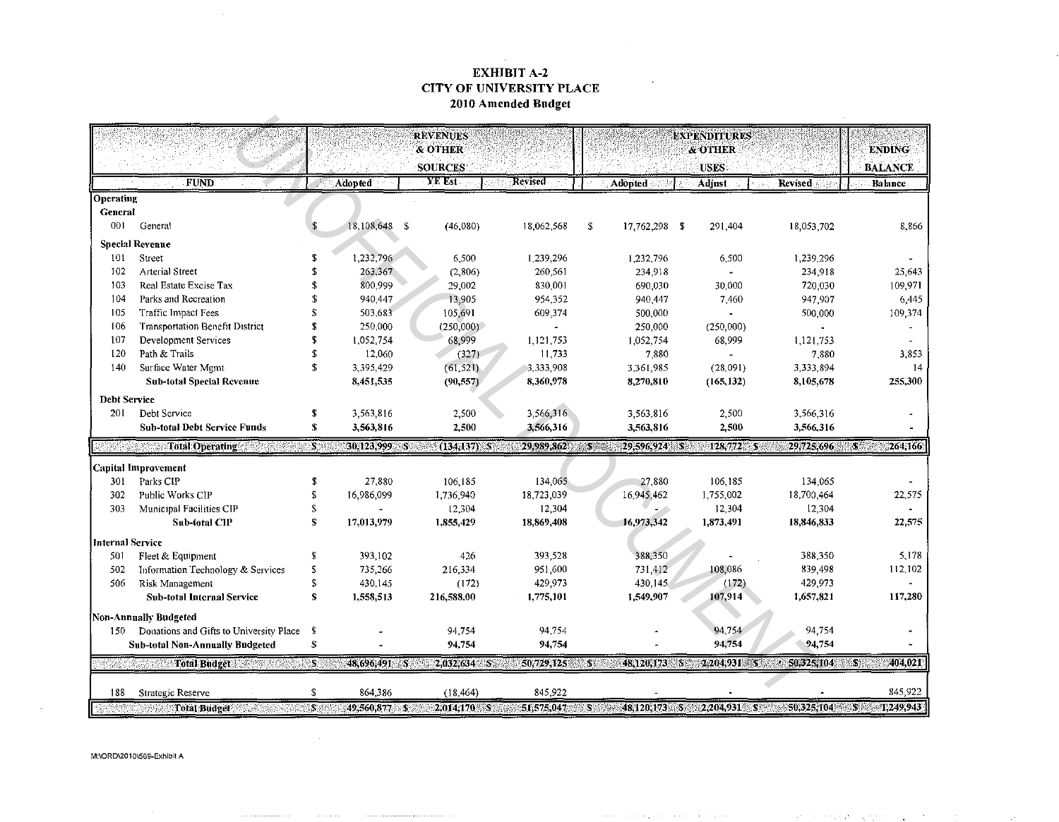# EXHIBIT A-2
## CITY OF UNIVERSITY PLACE
### 2010 Amended Budget

| | | REVENUES & OTHER SOURCES | | | EXPENDITURES & OTHER USES | | | ENDING BALANCE |
|---|---|---|---|---|---|---|---|---|
| | FUND | Adopted | YE Est | Revised | Adopted | Adjust | Revised | Balance |
| **Operating** | | | | | | | | |
| **General** | | | | | | | | |
| 001 | General | $ 18,108,648 | $ (46,080) | 18,062,568 | $ 17,762,298 | $ 291,404 | 18,053,702 | 8,866 |
| **Special Revenue** | | | | | | | | |
| 101 | Street | $ 1,232,796 | 6,500 | 1,239,296 | 1,232,796 | 6,500 | 1,239,296 | - |
| 102 | Arterial Street | $ 263,367 | (2,806) | 260,561 | 234,918 | - | 234,918 | 25,643 |
| 103 | Real Estate Excise Tax | $ 800,999 | 29,002 | 830,001 | 690,030 | 30,000 | 720,030 | 109,971 |
| 104 | Parks and Recreation | $ 940,447 | 13,905 | 954,352 | 940,447 | 7,460 | 947,907 | 6,445 |
| 105 | Traffic Impact Fees | $ 503,683 | 105,691 | 609,374 | 500,000 | - | 500,000 | 109,374 |
| 106 | Transportation Benefit District | $ 250,000 | (250,000) | - | 250,000 | (250,000) | - | - |
| 107 | Development Services | $ 1,052,754 | 68,999 | 1,121,753 | 1,052,754 | 68,999 | 1,121,753 | - |
| 120 | Path & Trails | $ 12,060 | (327) | 11,733 | 7,880 | - | 7,880 | 3,853 |
| 140 | Surface Water Mgmt | $ 3,395,429 | (61,521) | 3,333,908 | 3,361,985 | (28,091) | 3,333,894 | 14 |
| | **Sub-total Special Revenue** | **8,451,535** | **(90,557)** | **8,360,978** | **8,270,810** | **(165,132)** | **8,105,678** | **255,300** |
| **Debt Service** | | | | | | | | |
| 201 | Debt Service | $ 3,563,816 | 2,500 | 3,566,316 | 3,563,816 | 2,500 | 3,566,316 | - |
| | **Sub-total Debt Service Funds** | **$ 3,563,816** | **2,500** | **3,566,316** | **3,563,816** | **2,500** | **3,566,316** | **-** |
| | **Total Operating** | **$ 30,123,999** | **$ (134,137)** | **$ 29,989,862** | **$ 29,596,924** | **$ 128,772** | **$ 29,725,696** | **$ 264,166** |
| **Capital Improvement** | | | | | | | | |
| 301 | Parks CIP | $ 27,880 | 106,185 | 134,065 | 27,880 | 106,185 | 134,065 | - |
| 302 | Public Works CIP | $ 16,986,099 | 1,736,940 | 18,723,039 | 16,945,462 | 1,755,002 | 18,700,464 | 22,575 |
| 303 | Municipal Facilities CIP | $ - | 12,304 | 12,304 | - | 12,304 | 12,304 | - |
| | **Sub-total CIP** | **$ 17,013,979** | **1,855,429** | **18,869,408** | **16,973,342** | **1,873,491** | **18,846,833** | **22,575** |
| **Internal Service** | | | | | | | | |
| 501 | Fleet & Equipment | $ 393,102 | 426 | 393,528 | 388,350 | - | 388,350 | 5,178 |
| 502 | Information Technology & Services | $ 735,266 | 216,334 | 951,600 | 731,412 | 108,086 | 839,498 | 112,102 |
| 506 | Risk Management | $ 430,145 | (172) | 429,973 | 430,145 | (172) | 429,973 | - |
| | **Sub-total Internal Service** | **$ 1,558,513** | **216,588.00** | **1,775,101** | **1,549,907** | **107,914** | **1,657,821** | **117,280** |
| **Non-Annually Budgeted** | | | | | | | | |
| 150 | Donations and Gifts to University Place | $ - | 94,754 | 94,754 | - | 94,754 | 94,754 | - |
| | **Sub-total Non-Annually Budgeted** | **$ -** | **94,754** | **94,754** | **-** | **94,754** | **94,754** | **-** |
| | **Total Budget** | **$ 48,696,491** | **$ 2,032,634** | **$ 50,729,125** | **$ 48,120,173** | **$ 2,204,931** | **$ 50,325,104** | **$ 404,021** |
| 188 | Strategic Reserve | $ 864,386 | (18,464) | 845,922 | - | - | - | 845,922 |
| | **Total Budget** | **$ 49,560,877** | **$ 2,014,170** | **$ 51,575,047** | **$ 48,120,173** | **$ 2,204,931** | **$ 50,325,104** | **$ 1,249,943** |

M:\ORD\2010\569-Exhibit A